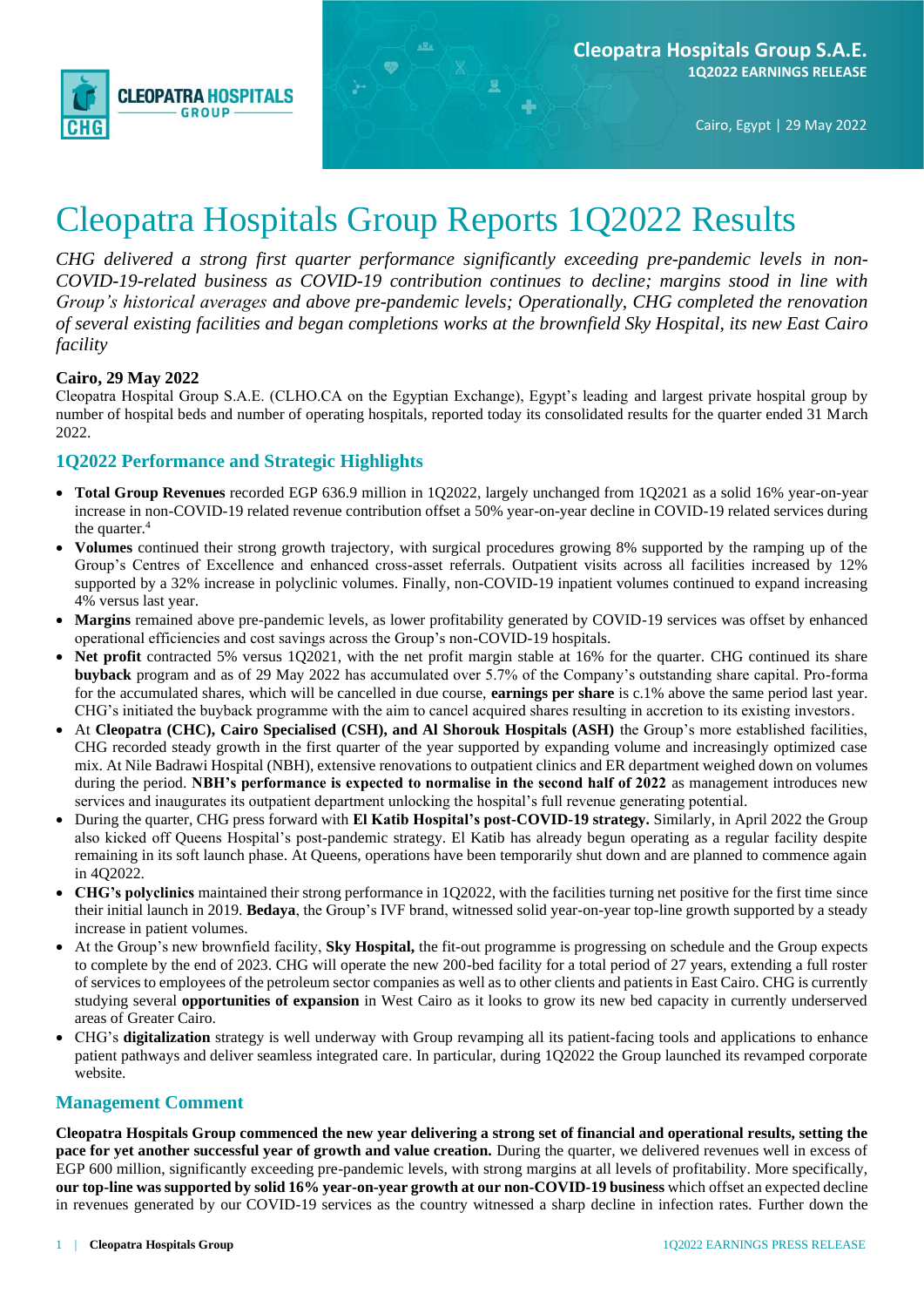Cleopatra Hospitals Group S.A.E.
1Q2022 EARNINGS RELEASE

Cairo, Egypt | 29 May 2022

# Cleopatra Hospitals Group Reports 1Q2022 Results

*CHG delivered a strong first quarter performance significantly exceeding pre-pandemic levels in non-COVID-19-related business as COVID-19 contribution continues to decline; margins stood in line with Group's historical averages and above pre-pandemic levels; Operationally, CHG completed the renovation of several existing facilities and began completions works at the brownfield Sky Hospital, its new East Cairo facility*

**Cairo, 29 May 2022**

Cleopatra Hospital Group S.A.E. (CLHO.CA on the Egyptian Exchange), Egypt's leading and largest private hospital group by number of hospital beds and number of operating hospitals, reported today its consolidated results for the quarter ended 31 March 2022.

## 1Q2022 Performance and Strategic Highlights

- **Total Group Revenues** recorded EGP 636.9 million in 1Q2022, largely unchanged from 1Q2021 as a solid 16% year-on-year increase in non-COVID-19 related revenue contribution offset a 50% year-on-year decline in COVID-19 related services during the quarter.[4]
- **Volumes** continued their strong growth trajectory, with surgical procedures growing 8% supported by the ramping up of the Group's Centres of Excellence and enhanced cross-asset referrals. Outpatient visits across all facilities increased by 12% supported by a 32% increase in polyclinic volumes. Finally, non-COVID-19 inpatient volumes continued to expand increasing 4% versus last year.
- **Margins** remained above pre-pandemic levels, as lower profitability generated by COVID-19 services was offset by enhanced operational efficiencies and cost savings across the Group's non-COVID-19 hospitals.
- **Net profit** contracted 5% versus 1Q2021, with the net profit margin stable at 16% for the quarter. CHG continued its share **buyback** program and as of 29 May 2022 has accumulated over 5.7% of the Company's outstanding share capital. Pro-forma for the accumulated shares, which will be cancelled in due course, **earnings per share** is c.1% above the same period last year. CHG's initiated the buyback programme with the aim to cancel acquired shares resulting in accretion to its existing investors.
- At **Cleopatra (CHC), Cairo Specialised (CSH), and Al Shorouk Hospitals (ASH)** the Group's more established facilities, CHG recorded steady growth in the first quarter of the year supported by expanding volume and increasingly optimized case mix. At Nile Badrawi Hospital (NBH), extensive renovations to outpatient clinics and ER department weighed down on volumes during the period. **NBH's performance is expected to normalise in the second half of 2022** as management introduces new services and inaugurates its outpatient department unlocking the hospital's full revenue generating potential.
- During the quarter, CHG press forward with **El Katib Hospital's post-COVID-19 strategy.** Similarly, in April 2022 the Group also kicked off Queens Hospital's post-pandemic strategy. El Katib has already begun operating as a regular facility despite remaining in its soft launch phase. At Queens, operations have been temporarily shut down and are planned to commence again in 4Q2022.
- **CHG's polyclinics** maintained their strong performance in 1Q2022, with the facilities turning net positive for the first time since their initial launch in 2019. **Bedaya**, the Group's IVF brand, witnessed solid year-on-year top-line growth supported by a steady increase in patient volumes.
- At the Group's new brownfield facility, **Sky Hospital,** the fit-out programme is progressing on schedule and the Group expects to complete by the end of 2023. CHG will operate the new 200-bed facility for a total period of 27 years, extending a full roster of services to employees of the petroleum sector companies as well as to other clients and patients in East Cairo. CHG is currently studying several **opportunities of expansion** in West Cairo as it looks to grow its new bed capacity in currently underserved areas of Greater Cairo.
- CHG's **digitalization** strategy is well underway with Group revamping all its patient-facing tools and applications to enhance patient pathways and deliver seamless integrated care. In particular, during 1Q2022 the Group launched its revamped corporate website.

## Management Comment

**Cleopatra Hospitals Group commenced the new year delivering a strong set of financial and operational results, setting the pace for yet another successful year of growth and value creation.** During the quarter, we delivered revenues well in excess of EGP 600 million, significantly exceeding pre-pandemic levels, with strong margins at all levels of profitability. More specifically, **our top-line was supported by solid 16% year-on-year growth at our non-COVID-19 business** which offset an expected decline in revenues generated by our COVID-19 services as the country witnessed a sharp decline in infection rates. Further down the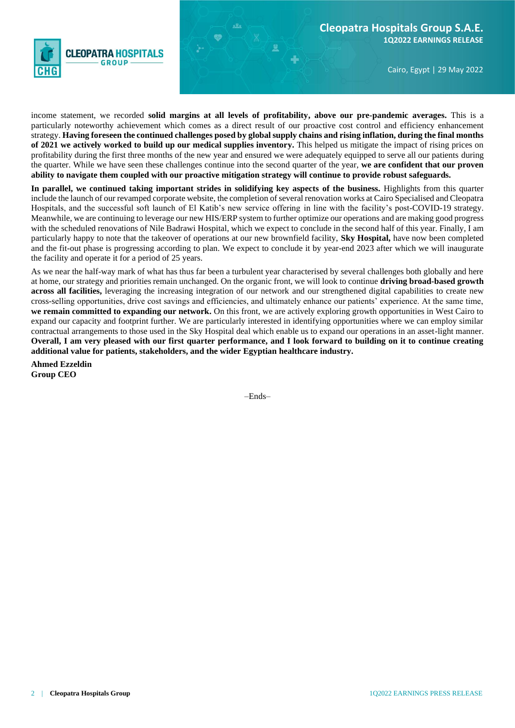income statement, we recorded **solid margins at all levels of profitability, above our pre-pandemic averages.** This is a particularly noteworthy achievement which comes as a direct result of our proactive cost control and efficiency enhancement strategy. **Having foreseen the continued challenges posed by global supply chains and rising inflation, during the final months of 2021 we actively worked to build up our medical supplies inventory.** This helped us mitigate the impact of rising prices on profitability during the first three months of the new year and ensured we were adequately equipped to serve all our patients during the quarter. While we have seen these challenges continue into the second quarter of the year, **we are confident that our proven ability to navigate them coupled with our proactive mitigation strategy will continue to provide robust safeguards.**

**In parallel, we continued taking important strides in solidifying key aspects of the business.** Highlights from this quarter include the launch of our revamped corporate website, the completion of several renovation works at Cairo Specialised and Cleopatra Hospitals, and the successful soft launch of El Katib's new service offering in line with the facility's post-COVID-19 strategy. Meanwhile, we are continuing to leverage our new HIS/ERP system to further optimize our operations and are making good progress with the scheduled renovations of Nile Badrawi Hospital, which we expect to conclude in the second half of this year. Finally, I am particularly happy to note that the takeover of operations at our new brownfield facility, **Sky Hospital,** have now been completed and the fit-out phase is progressing according to plan. We expect to conclude it by year-end 2023 after which we will inaugurate the facility and operate it for a period of 25 years.

As we near the half-way mark of what has thus far been a turbulent year characterised by several challenges both globally and here at home, our strategy and priorities remain unchanged. On the organic front, we will look to continue **driving broad-based growth across all facilities,** leveraging the increasing integration of our network and our strengthened digital capabilities to create new cross-selling opportunities, drive cost savings and efficiencies, and ultimately enhance our patients' experience. At the same time, **we remain committed to expanding our network.** On this front, we are actively exploring growth opportunities in West Cairo to expand our capacity and footprint further. We are particularly interested in identifying opportunities where we can employ similar contractual arrangements to those used in the Sky Hospital deal which enable us to expand our operations in an asset-light manner. **Overall, I am very pleased with our first quarter performance, and I look forward to building on it to continue creating additional value for patients, stakeholders, and the wider Egyptian healthcare industry.**

**Ahmed Ezzeldin**
**Group CEO**

–Ends–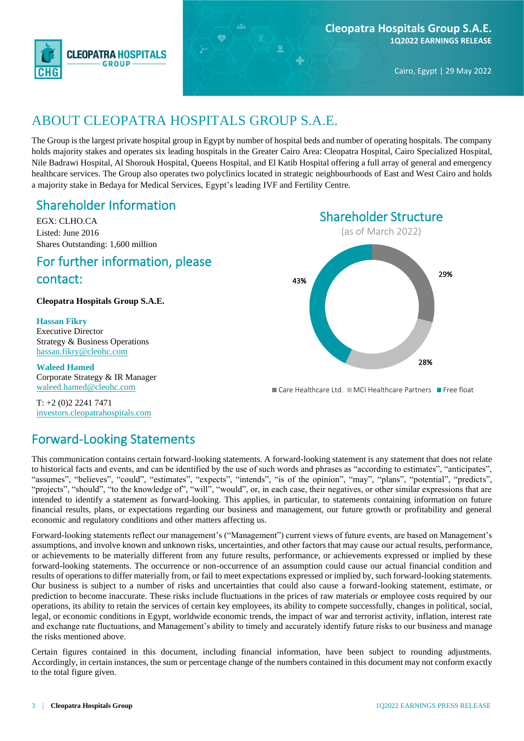# ABOUT CLEOPATRA HOSPITALS GROUP S.A.E.

The Group is the largest private hospital group in Egypt by number of hospital beds and number of operating hospitals. The company holds majority stakes and operates six leading hospitals in the Greater Cairo Area: Cleopatra Hospital, Cairo Specialized Hospital, Nile Badrawi Hospital, Al Shorouk Hospital, Queens Hospital, and El Katib Hospital offering a full array of general and emergency healthcare services. The Group also operates two polyclinics located in strategic neighbourhoods of East and West Cairo and holds a majority stake in Bedaya for Medical Services, Egypt's leading IVF and Fertility Centre.

## Shareholder Information

EGX: CLHO.CA
Listed: June 2016
Shares Outstanding: 1,600 million

## For further information, please contact:

**Cleopatra Hospitals Group S.A.E.**

**Hassan Fikry**
Executive Director
Strategy & Business Operations
hassan.fikry@cleohc.com

**Waleed Hamed**
Corporate Strategy & IR Manager
waleed.hamed@cleohc.com

T: +2 (0)2 2241 7471
investors.cleopatrahospitals.com

## Shareholder Structure

(as of March 2022)

| Shareholder | Share |
|---|---|
| Care Healthcare Ltd. | 29% |
| MCI Healthcare Partners | 28% |
| Free float | 43% |

## Forward-Looking Statements

This communication contains certain forward-looking statements. A forward-looking statement is any statement that does not relate to historical facts and events, and can be identified by the use of such words and phrases as "according to estimates", "anticipates", "assumes", "believes", "could", "estimates", "expects", "intends", "is of the opinion", "may", "plans", "potential", "predicts", "projects", "should", "to the knowledge of", "will", "would", or, in each case, their negatives, or other similar expressions that are intended to identify a statement as forward-looking. This applies, in particular, to statements containing information on future financial results, plans, or expectations regarding our business and management, our future growth or profitability and general economic and regulatory conditions and other matters affecting us.

Forward-looking statements reflect our management's ("Management") current views of future events, are based on Management's assumptions, and involve known and unknown risks, uncertainties, and other factors that may cause our actual results, performance, or achievements to be materially different from any future results, performance, or achievements expressed or implied by these forward-looking statements. The occurrence or non-occurrence of an assumption could cause our actual financial condition and results of operations to differ materially from, or fail to meet expectations expressed or implied by, such forward-looking statements. Our business is subject to a number of risks and uncertainties that could also cause a forward-looking statement, estimate, or prediction to become inaccurate. These risks include fluctuations in the prices of raw materials or employee costs required by our operations, its ability to retain the services of certain key employees, its ability to compete successfully, changes in political, social, legal, or economic conditions in Egypt, worldwide economic trends, the impact of war and terrorist activity, inflation, interest rate and exchange rate fluctuations, and Management's ability to timely and accurately identify future risks to our business and manage the risks mentioned above.

Certain figures contained in this document, including financial information, have been subject to rounding adjustments. Accordingly, in certain instances, the sum or percentage change of the numbers contained in this document may not conform exactly to the total figure given.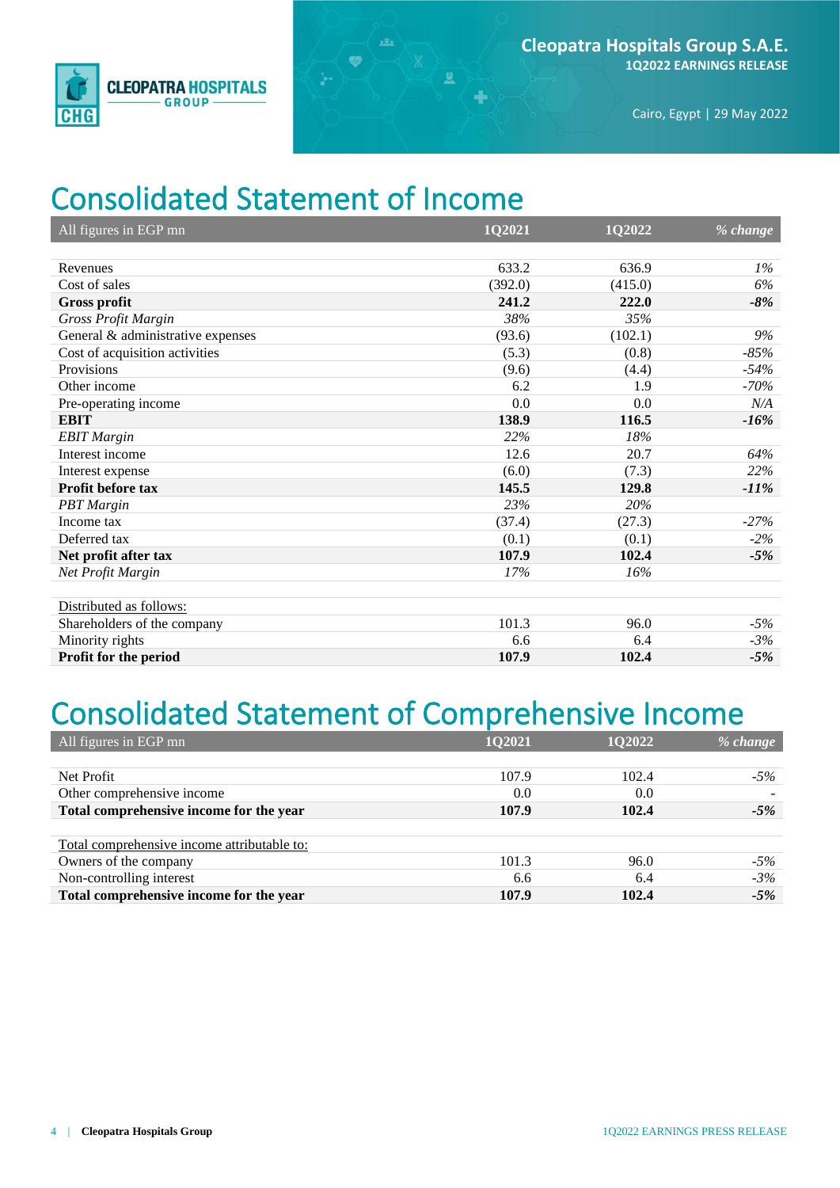# Consolidated Statement of Income

| All figures in EGP mn | 1Q2021 | 1Q2022 | *% change* |
|---|---|---|---|
| Revenues | 633.2 | 636.9 | *1%* |
| Cost of sales | (392.0) | (415.0) | *6%* |
| **Gross profit** | **241.2** | **222.0** | ***-8%*** |
| *Gross Profit Margin* | *38%* | *35%* | |
| General & administrative expenses | (93.6) | (102.1) | *9%* |
| Cost of acquisition activities | (5.3) | (0.8) | *-85%* |
| Provisions | (9.6) | (4.4) | *-54%* |
| Other income | 6.2 | 1.9 | *-70%* |
| Pre-operating income | 0.0 | 0.0 | *N/A* |
| **EBIT** | **138.9** | **116.5** | ***-16%*** |
| *EBIT Margin* | *22%* | *18%* | |
| Interest income | 12.6 | 20.7 | *64%* |
| Interest expense | (6.0) | (7.3) | *22%* |
| **Profit before tax** | **145.5** | **129.8** | ***-11%*** |
| *PBT Margin* | *23%* | *20%* | |
| Income tax | (37.4) | (27.3) | *-27%* |
| Deferred tax | (0.1) | (0.1) | *-2%* |
| **Net profit after tax** | **107.9** | **102.4** | ***-5%*** |
| *Net Profit Margin* | *17%* | *16%* | |
| | | | |
| Distributed as follows: | | | |
| Shareholders of the company | 101.3 | 96.0 | *-5%* |
| Minority rights | 6.6 | 6.4 | *-3%* |
| **Profit for the period** | **107.9** | **102.4** | ***-5%*** |

# Consolidated Statement of Comprehensive Income

| All figures in EGP mn | 1Q2021 | 1Q2022 | *% change* |
|---|---|---|---|
| Net Profit | 107.9 | 102.4 | *-5%* |
| Other comprehensive income | 0.0 | 0.0 | - |
| **Total comprehensive income for the year** | **107.9** | **102.4** | ***-5%*** |
| | | | |
| Total comprehensive income attributable to: | | | |
| Owners of the company | 101.3 | 96.0 | *-5%* |
| Non-controlling interest | 6.6 | 6.4 | *-3%* |
| **Total comprehensive income for the year** | **107.9** | **102.4** | ***-5%*** |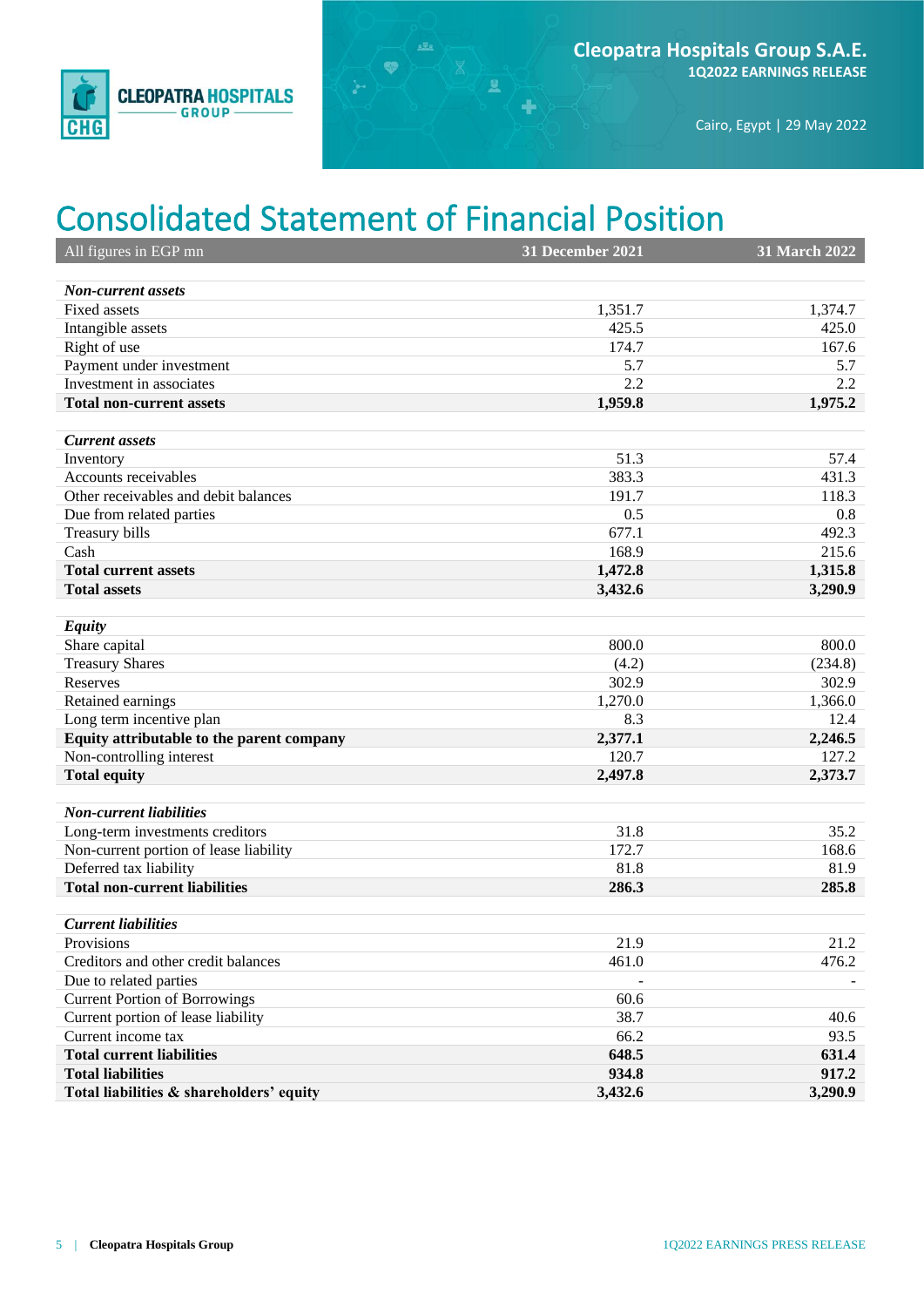# Consolidated Statement of Financial Position

| All figures in EGP mn | 31 December 2021 | 31 March 2022 |
|---|---|---|
| ***Non-current assets*** | | |
| Fixed assets | 1,351.7 | 1,374.7 |
| Intangible assets | 425.5 | 425.0 |
| Right of use | 174.7 | 167.6 |
| Payment under investment | 5.7 | 5.7 |
| Investment in associates | 2.2 | 2.2 |
| **Total non-current assets** | **1,959.8** | **1,975.2** |
| ***Current assets*** | | |
| Inventory | 51.3 | 57.4 |
| Accounts receivables | 383.3 | 431.3 |
| Other receivables and debit balances | 191.7 | 118.3 |
| Due from related parties | 0.5 | 0.8 |
| Treasury bills | 677.1 | 492.3 |
| Cash | 168.9 | 215.6 |
| **Total current assets** | **1,472.8** | **1,315.8** |
| **Total assets** | **3,432.6** | **3,290.9** |
| ***Equity*** | | |
| Share capital | 800.0 | 800.0 |
| Treasury Shares | (4.2) | (234.8) |
| Reserves | 302.9 | 302.9 |
| Retained earnings | 1,270.0 | 1,366.0 |
| Long term incentive plan | 8.3 | 12.4 |
| **Equity attributable to the parent company** | **2,377.1** | **2,246.5** |
| Non-controlling interest | 120.7 | 127.2 |
| **Total equity** | **2,497.8** | **2,373.7** |
| ***Non-current liabilities*** | | |
| Long-term investments creditors | 31.8 | 35.2 |
| Non-current portion of lease liability | 172.7 | 168.6 |
| Deferred tax liability | 81.8 | 81.9 |
| **Total non-current liabilities** | **286.3** | **285.8** |
| ***Current liabilities*** | | |
| Provisions | 21.9 | 21.2 |
| Creditors and other credit balances | 461.0 | 476.2 |
| Due to related parties | - | - |
| Current Portion of Borrowings | 60.6 | |
| Current portion of lease liability | 38.7 | 40.6 |
| Current income tax | 66.2 | 93.5 |
| **Total current liabilities** | **648.5** | **631.4** |
| **Total liabilities** | **934.8** | **917.2** |
| **Total liabilities & shareholders' equity** | **3,432.6** | **3,290.9** |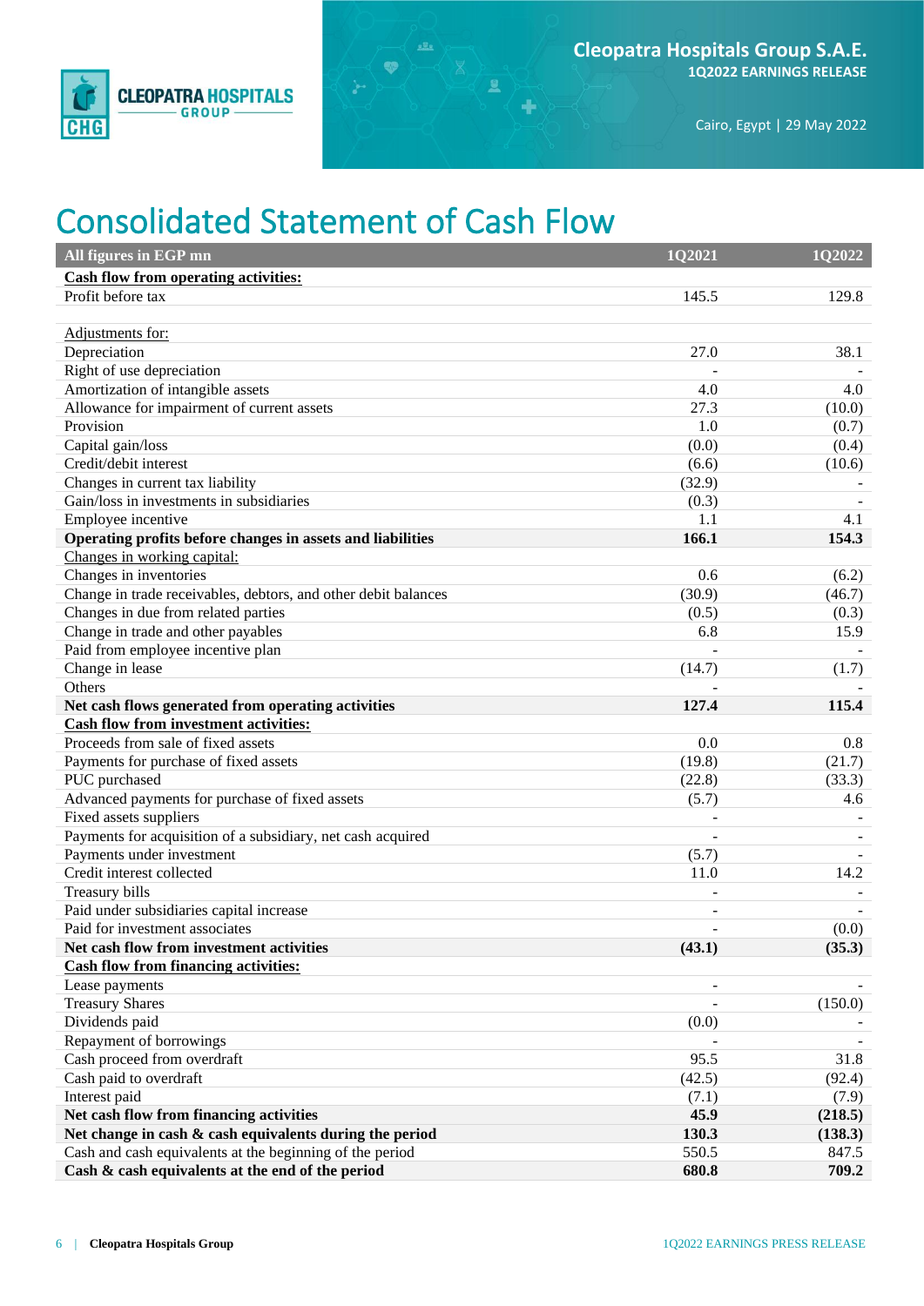# Consolidated Statement of Cash Flow

| All figures in EGP mn | 1Q2021 | 1Q2022 |
|---|---|---|
| **Cash flow from operating activities:** | | |
| Profit before tax | 145.5 | 129.8 |
| | | |
| Adjustments for: | | |
| Depreciation | 27.0 | 38.1 |
| Right of use depreciation | - | - |
| Amortization of intangible assets | 4.0 | 4.0 |
| Allowance for impairment of current assets | 27.3 | (10.0) |
| Provision | 1.0 | (0.7) |
| Capital gain/loss | (0.0) | (0.4) |
| Credit/debit interest | (6.6) | (10.6) |
| Changes in current tax liability | (32.9) | - |
| Gain/loss in investments in subsidiaries | (0.3) | - |
| Employee incentive | 1.1 | 4.1 |
| **Operating profits before changes in assets and liabilities** | **166.1** | **154.3** |
| Changes in working capital: | | |
| Changes in inventories | 0.6 | (6.2) |
| Change in trade receivables, debtors, and other debit balances | (30.9) | (46.7) |
| Changes in due from related parties | (0.5) | (0.3) |
| Change in trade and other payables | 6.8 | 15.9 |
| Paid from employee incentive plan | - | - |
| Change in lease | (14.7) | (1.7) |
| Others | - | - |
| **Net cash flows generated from operating activities** | **127.4** | **115.4** |
| **Cash flow from investment activities:** | | |
| Proceeds from sale of fixed assets | 0.0 | 0.8 |
| Payments for purchase of fixed assets | (19.8) | (21.7) |
| PUC purchased | (22.8) | (33.3) |
| Advanced payments for purchase of fixed assets | (5.7) | 4.6 |
| Fixed assets suppliers | - | - |
| Payments for acquisition of a subsidiary, net cash acquired | - | - |
| Payments under investment | (5.7) | - |
| Credit interest collected | 11.0 | 14.2 |
| Treasury bills | - | - |
| Paid under subsidiaries capital increase | - | - |
| Paid for investment associates | - | (0.0) |
| **Net cash flow from investment activities** | **(43.1)** | **(35.3)** |
| **Cash flow from financing activities:** | | |
| Lease payments | - | - |
| Treasury Shares | - | (150.0) |
| Dividends paid | (0.0) | - |
| Repayment of borrowings | - | - |
| Cash proceed from overdraft | 95.5 | 31.8 |
| Cash paid to overdraft | (42.5) | (92.4) |
| Interest paid | (7.1) | (7.9) |
| **Net cash flow from financing activities** | **45.9** | **(218.5)** |
| **Net change in cash & cash equivalents during the period** | **130.3** | **(138.3)** |
| Cash and cash equivalents at the beginning of the period | 550.5 | 847.5 |
| **Cash & cash equivalents at the end of the period** | **680.8** | **709.2** |